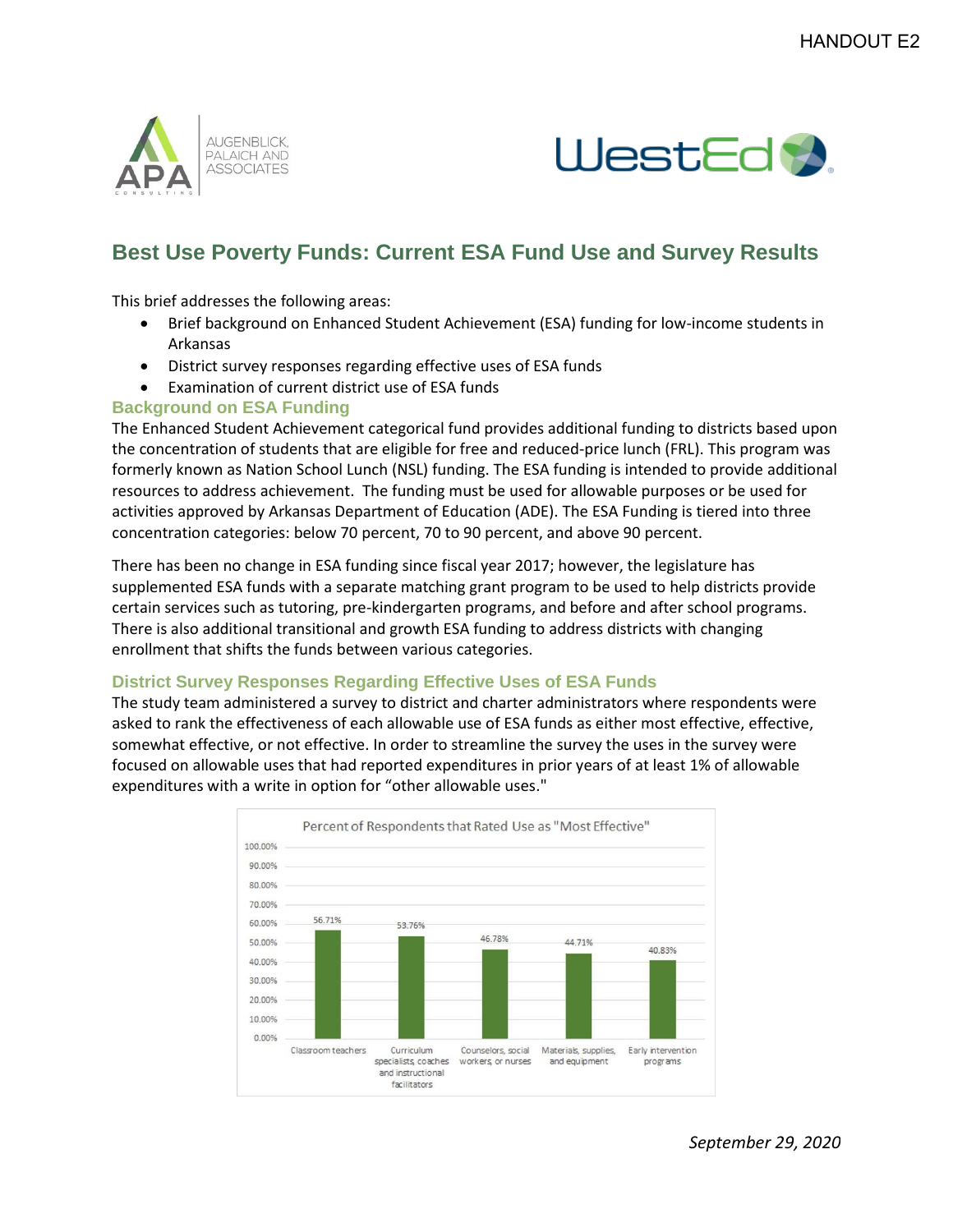# Best Use Poverty Funds: Current ESA Fund Use and Survey Results

This brief addresses the following areas:

- Brief background on Enhanced Student Achievement (ESA) funding for low-income students in Arkansas
- District survey responses regarding effective uses of ESA funds
- Examination of current district use of ESA funds

## Background on ESA Funding

The Enhanced Student Achievement categorical fund provides additional funding to districts based upon the concentration of students that are eligible for free and reduced-price lunch (FRL). This program was formerly known as Nation School Lunch (NSL) funding. The ESA funding is intended to provide additional resources to address achievement. The funding must be used for allowable purposes or be used for activities approved by Arkansas Department of Education (ADE). The ESA Funding is tiered into three concentration categories: below 70 percent, 70 to 90 percent, and above 90 percent.

There has been no change in ESA funding since fiscal year 2017; however, the legislature has supplemented ESA funds with a separate matching grant program to be used to help districts provide certain services such as tutoring, pre-kindergarten programs, and before and after school programs. There is also additional transitional and growth ESA funding to address districts with changing enrollment that shifts the funds between various categories.

## District Survey Responses Regarding Effective Uses of ESA Funds

The study team administered a survey to district and charter administrators where respondents were asked to rank the effectiveness of each allowable use of ESA funds as either most effective, effective, somewhat effective, or not effective. In order to streamline the survey the uses in the survey were focused on allowable uses that had reported expenditures in prior years of at least 1% of allowable expenditures with a write in option for "other allowable uses."

Percent of Respondents that Rated Use as "Most Effective"

| Use | Percent |
|---|---|
| Classroom teachers | 56.71% |
| Curriculum specialists, coaches and instructional facilitators | 53.76% |
| Counselors, social workers, or nurses | 46.78% |
| Materials, supplies, and equipment | 44.71% |
| Early intervention programs | 40.83% |

*September 29, 2020*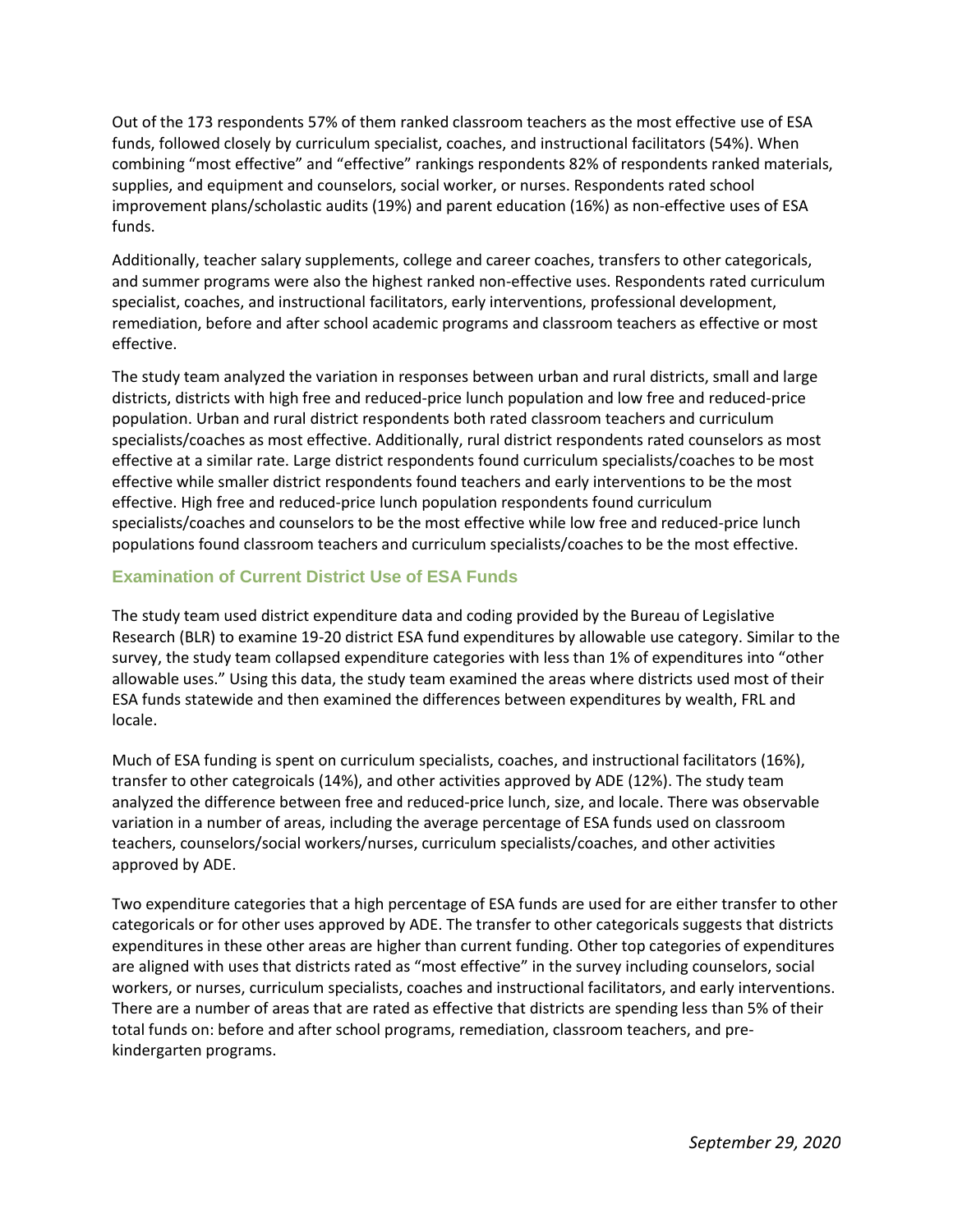Out of the 173 respondents 57% of them ranked classroom teachers as the most effective use of ESA funds, followed closely by curriculum specialist, coaches, and instructional facilitators (54%). When combining "most effective" and "effective" rankings respondents 82% of respondents ranked materials, supplies, and equipment and counselors, social worker, or nurses. Respondents rated school improvement plans/scholastic audits (19%) and parent education (16%) as non-effective uses of ESA funds.

Additionally, teacher salary supplements, college and career coaches, transfers to other categoricals, and summer programs were also the highest ranked non-effective uses. Respondents rated curriculum specialist, coaches, and instructional facilitators, early interventions, professional development, remediation, before and after school academic programs and classroom teachers as effective or most effective.

The study team analyzed the variation in responses between urban and rural districts, small and large districts, districts with high free and reduced-price lunch population and low free and reduced-price population. Urban and rural district respondents both rated classroom teachers and curriculum specialists/coaches as most effective. Additionally, rural district respondents rated counselors as most effective at a similar rate. Large district respondents found curriculum specialists/coaches to be most effective while smaller district respondents found teachers and early interventions to be the most effective. High free and reduced-price lunch population respondents found curriculum specialists/coaches and counselors to be the most effective while low free and reduced-price lunch populations found classroom teachers and curriculum specialists/coaches to be the most effective.

## Examination of Current District Use of ESA Funds

The study team used district expenditure data and coding provided by the Bureau of Legislative Research (BLR) to examine 19-20 district ESA fund expenditures by allowable use category. Similar to the survey, the study team collapsed expenditure categories with less than 1% of expenditures into "other allowable uses." Using this data, the study team examined the areas where districts used most of their ESA funds statewide and then examined the differences between expenditures by wealth, FRL and locale.

Much of ESA funding is spent on curriculum specialists, coaches, and instructional facilitators (16%), transfer to other categroicals (14%), and other activities approved by ADE (12%). The study team analyzed the difference between free and reduced-price lunch, size, and locale. There was observable variation in a number of areas, including the average percentage of ESA funds used on classroom teachers, counselors/social workers/nurses, curriculum specialists/coaches, and other activities approved by ADE.

Two expenditure categories that a high percentage of ESA funds are used for are either transfer to other categoricals or for other uses approved by ADE. The transfer to other categoricals suggests that districts expenditures in these other areas are higher than current funding. Other top categories of expenditures are aligned with uses that districts rated as "most effective" in the survey including counselors, social workers, or nurses, curriculum specialists, coaches and instructional facilitators, and early interventions. There are a number of areas that are rated as effective that districts are spending less than 5% of their total funds on: before and after school programs, remediation, classroom teachers, and pre-kindergarten programs.

*September 29, 2020*